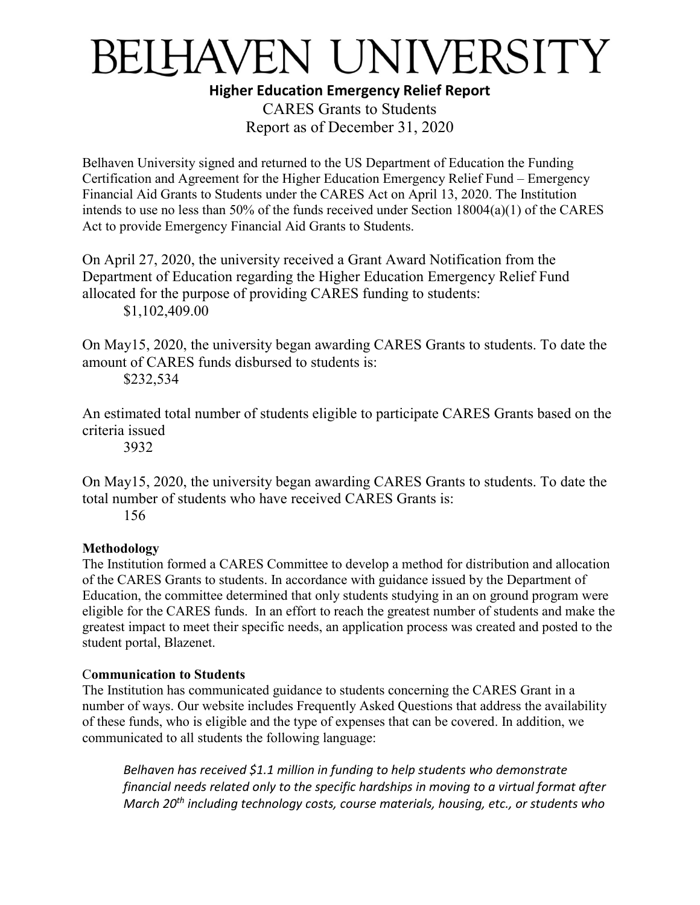# BELHAVEN UNIVERSITY

## Higher Education Emergency Relief Report

CARES Grants to Students

Report as of December 31, 2020

Belhaven University signed and returned to the US Department of Education the Funding Certification and Agreement for the Higher Education Emergency Relief Fund – Emergency Financial Aid Grants to Students under the CARES Act on April 13, 2020. The Institution intends to use no less than 50% of the funds received under Section 18004(a)(1) of the CARES Act to provide Emergency Financial Aid Grants to Students.

On April 27, 2020, the university received a Grant Award Notification from the Department of Education regarding the Higher Education Emergency Relief Fund allocated for the purpose of providing CARES funding to students:

$1,102,409.00

On May15, 2020, the university began awarding CARES Grants to students. To date the amount of CARES funds disbursed to students is:

$232,534

An estimated total number of students eligible to participate CARES Grants based on the criteria issued

3932

On May15, 2020, the university began awarding CARES Grants to students. To date the total number of students who have received CARES Grants is:

156

**Methodology**

The Institution formed a CARES Committee to develop a method for distribution and allocation of the CARES Grants to students. In accordance with guidance issued by the Department of Education, the committee determined that only students studying in an on ground program were eligible for the CARES funds. In an effort to reach the greatest number of students and make the greatest impact to meet their specific needs, an application process was created and posted to the student portal, Blazenet.

**Communication to Students**

The Institution has communicated guidance to students concerning the CARES Grant in a number of ways. Our website includes Frequently Asked Questions that address the availability of these funds, who is eligible and the type of expenses that can be covered. In addition, we communicated to all students the following language:

> *Belhaven has received $1.1 million in funding to help students who demonstrate financial needs related only to the specific hardships in moving to a virtual format after March 20th including technology costs, course materials, housing, etc., or students who*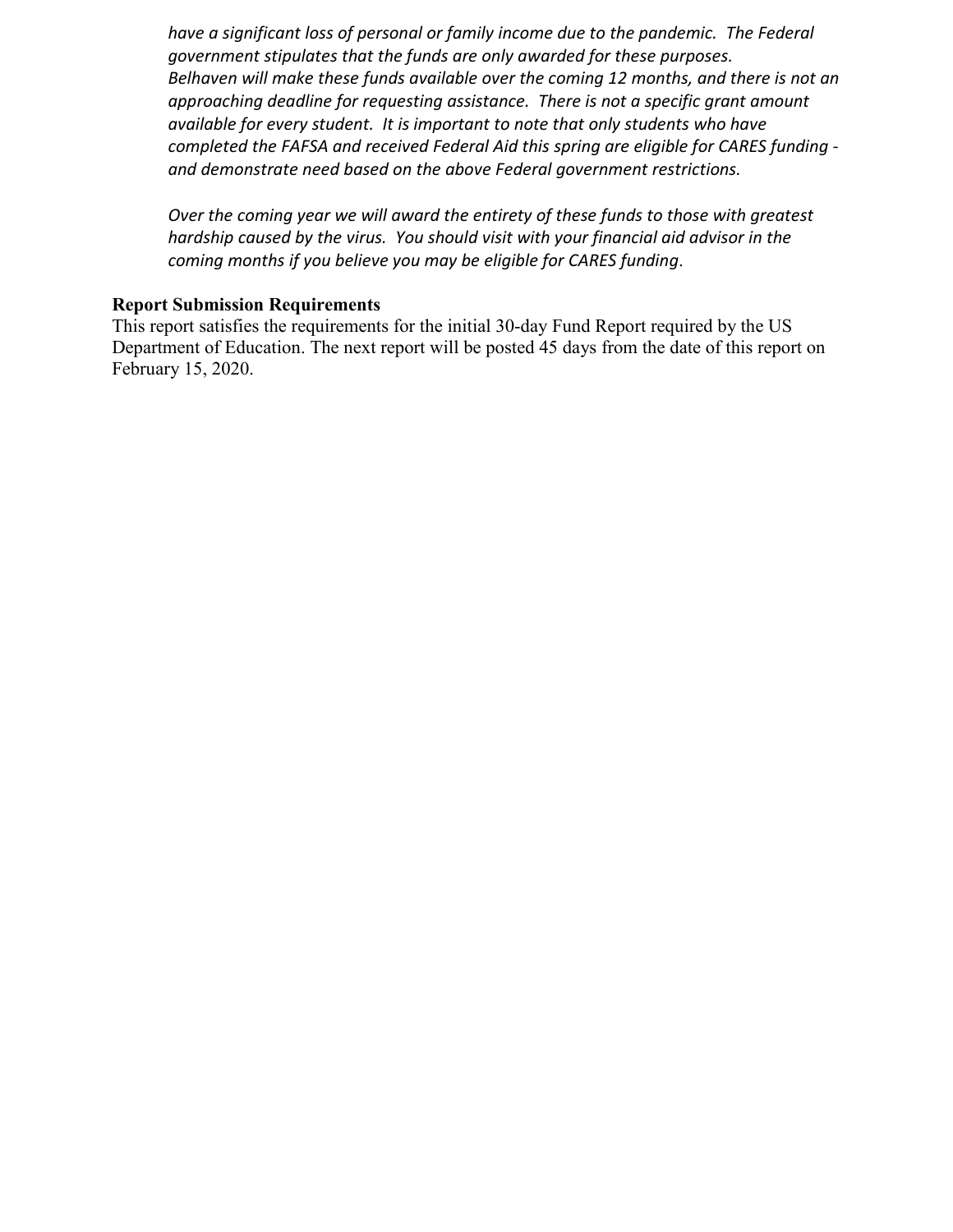*have a significant loss of personal or family income due to the pandemic. The Federal government stipulates that the funds are only awarded for these purposes. Belhaven will make these funds available over the coming 12 months, and there is not an approaching deadline for requesting assistance. There is not a specific grant amount available for every student. It is important to note that only students who have completed the FAFSA and received Federal Aid this spring are eligible for CARES funding - and demonstrate need based on the above Federal government restrictions.*

*Over the coming year we will award the entirety of these funds to those with greatest hardship caused by the virus. You should visit with your financial aid advisor in the coming months if you believe you may be eligible for CARES funding.*

**Report Submission Requirements**

This report satisfies the requirements for the initial 30-day Fund Report required by the US Department of Education. The next report will be posted 45 days from the date of this report on February 15, 2020.